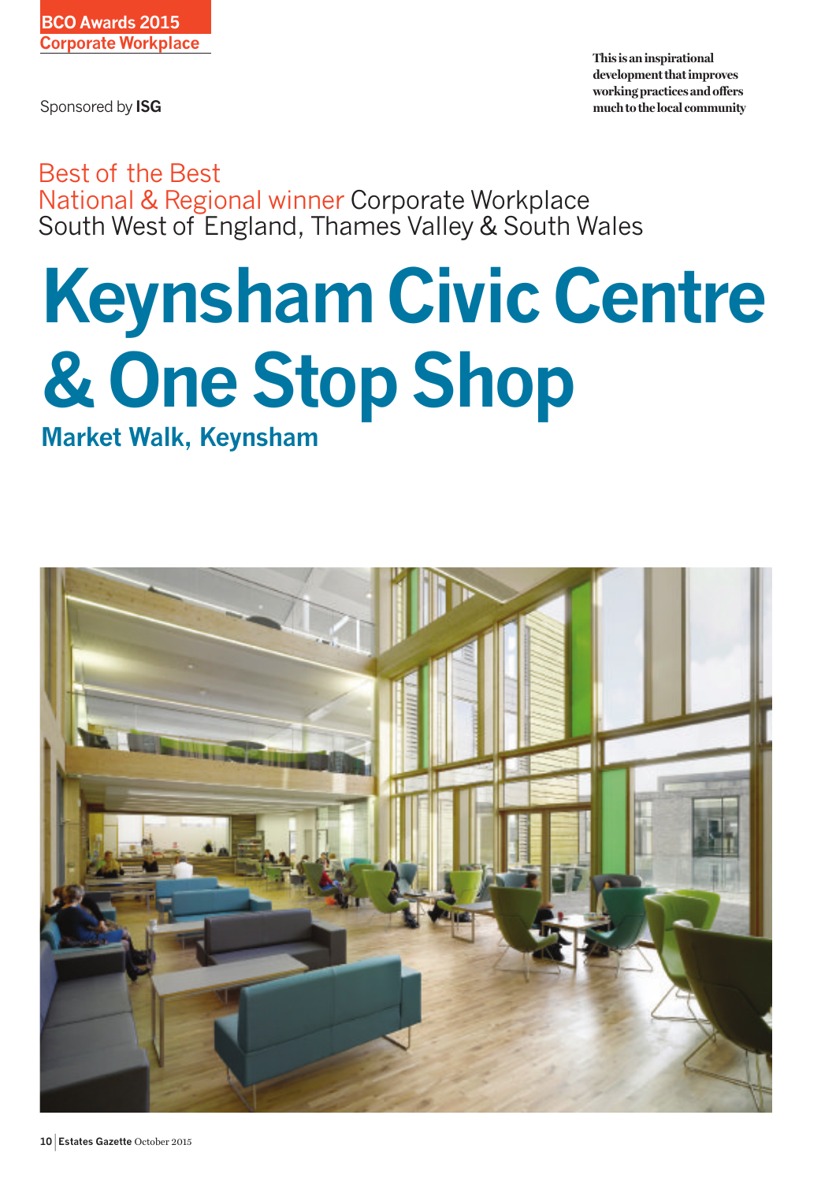BCO Awards 2015
Corporate Workplace

Sponsored by **ISG**

**This is an inspirational development that improves working practices and offers much to the local community**

Best of the Best
National & Regional winner Corporate Workplace
South West of England, Thames Valley & South Wales

# Keynsham Civic Centre & One Stop Shop

## Market Walk, Keynsham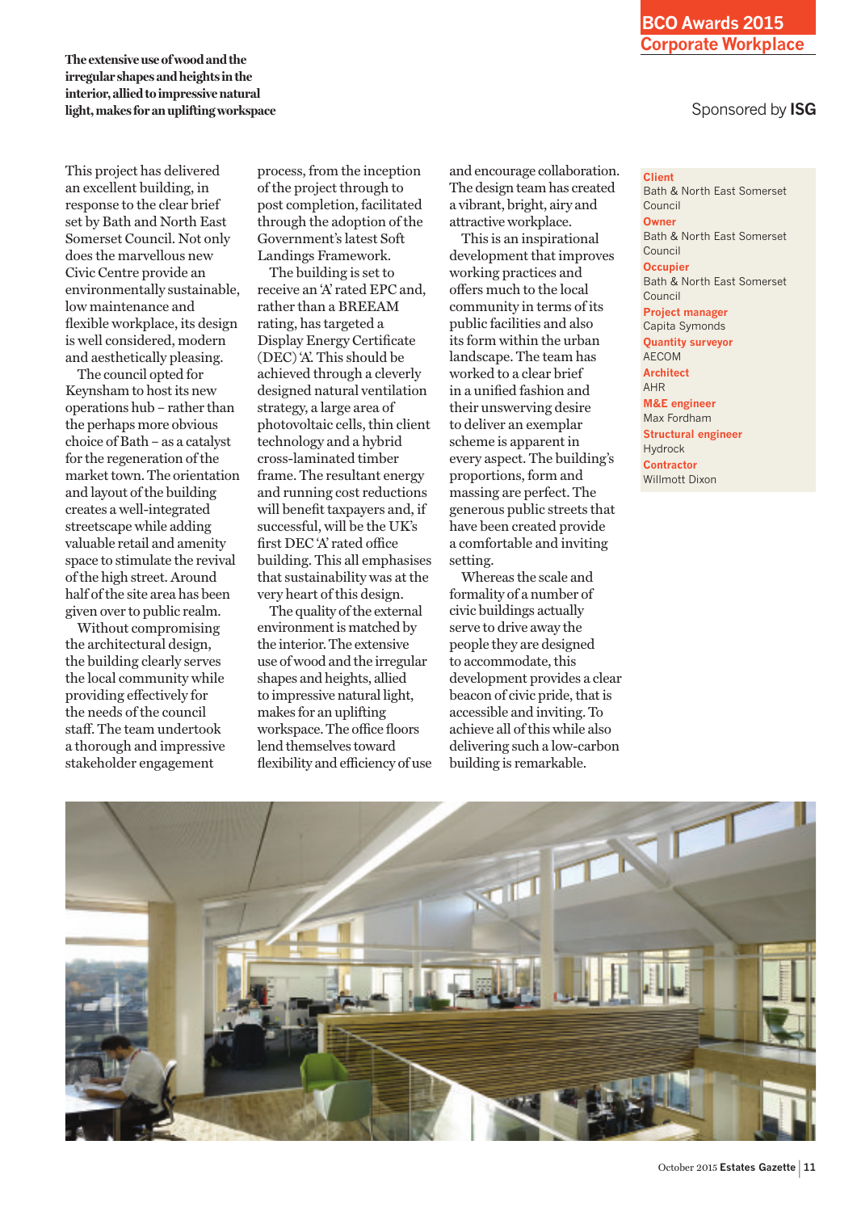**BCO Awards 2015**
**Corporate Workplace**

**The extensive use of wood and the irregular shapes and heights in the interior, allied to impressive natural light, makes for an uplifting workspace**

Sponsored by **ISG**

This project has delivered an excellent building, in response to the clear brief set by Bath and North East Somerset Council. Not only does the marvellous new Civic Centre provide an environmentally sustainable, low maintenance and flexible workplace, its design is well considered, modern and aesthetically pleasing.

The council opted for Keynsham to host its new operations hub – rather than the perhaps more obvious choice of Bath – as a catalyst for the regeneration of the market town. The orientation and layout of the building creates a well-integrated streetscape while adding valuable retail and amenity space to stimulate the revival of the high street. Around half of the site area has been given over to public realm.

Without compromising the architectural design, the building clearly serves the local community while providing effectively for the needs of the council staff. The team undertook a thorough and impressive stakeholder engagement process, from the inception of the project through to post completion, facilitated through the adoption of the Government's latest Soft Landings Framework.

The building is set to receive an 'A' rated EPC and, rather than a BREEAM rating, has targeted a Display Energy Certificate (DEC) 'A'. This should be achieved through a cleverly designed natural ventilation strategy, a large area of photovoltaic cells, thin client technology and a hybrid cross-laminated timber frame. The resultant energy and running cost reductions will benefit taxpayers and, if successful, will be the UK's first DEC 'A' rated office building. This all emphasises that sustainability was at the very heart of this design.

The quality of the external environment is matched by the interior. The extensive use of wood and the irregular shapes and heights, allied to impressive natural light, makes for an uplifting workspace. The office floors lend themselves toward flexibility and efficiency of use and encourage collaboration. The design team has created a vibrant, bright, airy and attractive workplace.

This is an inspirational development that improves working practices and offers much to the local community in terms of its public facilities and also its form within the urban landscape. The team has worked to a clear brief in a unified fashion and their unswerving desire to deliver an exemplar scheme is apparent in every aspect. The building's proportions, form and massing are perfect. The generous public streets that have been created provide a comfortable and inviting setting.

Whereas the scale and formality of a number of civic buildings actually serve to drive away the people they are designed to accommodate, this development provides a clear beacon of civic pride, that is accessible and inviting. To achieve all of this while also delivering such a low-carbon building is remarkable.

**Client**
Bath & North East Somerset Council

**Owner**
Bath & North East Somerset Council

**Occupier**
Bath & North East Somerset Council

**Project manager**
Capita Symonds

**Quantity surveyor**
AECOM

**Architect**
AHR

**M&E engineer**
Max Fordham

**Structural engineer**
Hydrock

**Contractor**
Willmott Dixon